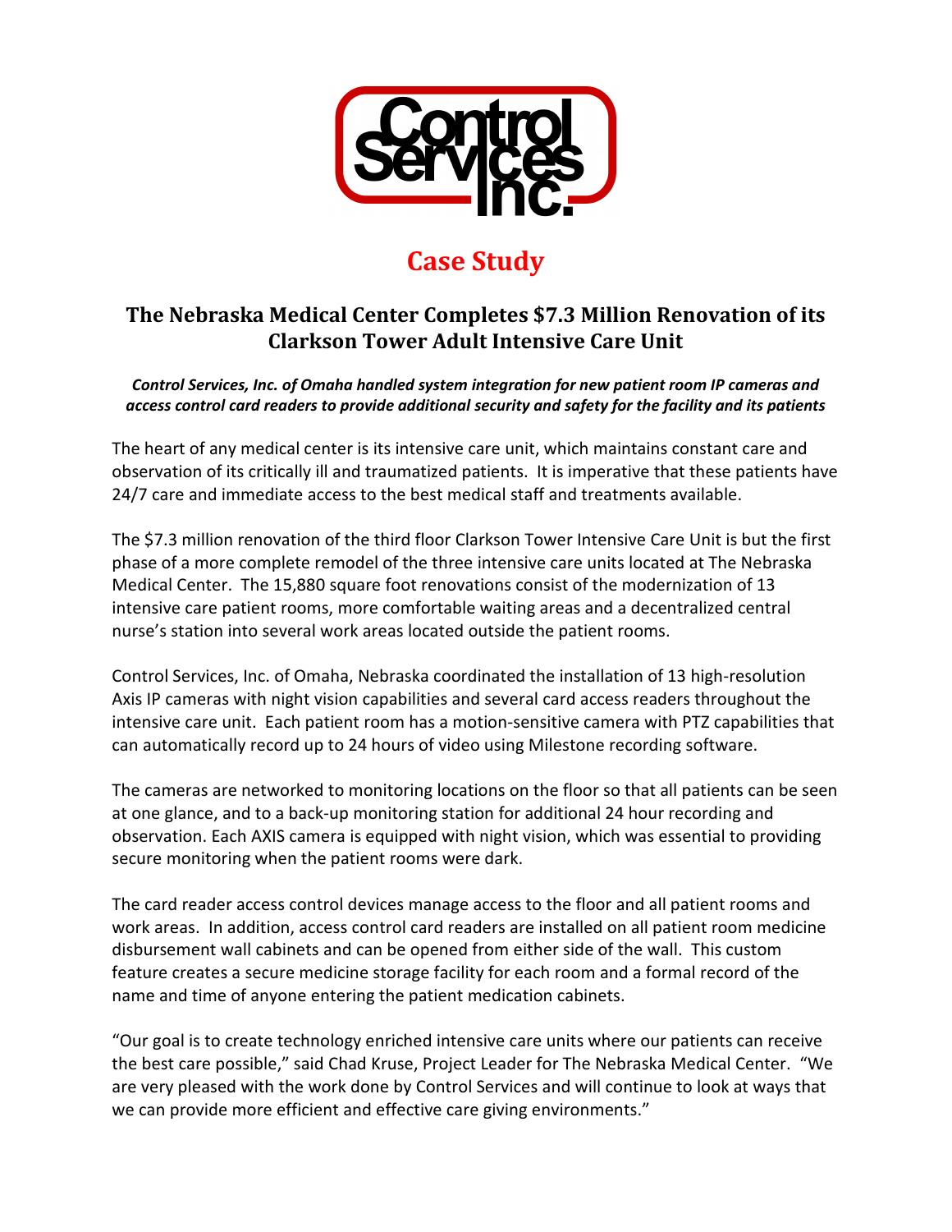Control Services Inc.

# Case Study

## The Nebraska Medical Center Completes $7.3 Million Renovation of its Clarkson Tower Adult Intensive Care Unit

***Control Services, Inc. of Omaha handled system integration for new patient room IP cameras and access control card readers to provide additional security and safety for the facility and its patients***

The heart of any medical center is its intensive care unit, which maintains constant care and observation of its critically ill and traumatized patients. It is imperative that these patients have 24/7 care and immediate access to the best medical staff and treatments available.

The $7.3 million renovation of the third floor Clarkson Tower Intensive Care Unit is but the first phase of a more complete remodel of the three intensive care units located at The Nebraska Medical Center. The 15,880 square foot renovations consist of the modernization of 13 intensive care patient rooms, more comfortable waiting areas and a decentralized central nurse's station into several work areas located outside the patient rooms.

Control Services, Inc. of Omaha, Nebraska coordinated the installation of 13 high-resolution Axis IP cameras with night vision capabilities and several card access readers throughout the intensive care unit. Each patient room has a motion-sensitive camera with PTZ capabilities that can automatically record up to 24 hours of video using Milestone recording software.

The cameras are networked to monitoring locations on the floor so that all patients can be seen at one glance, and to a back-up monitoring station for additional 24 hour recording and observation. Each AXIS camera is equipped with night vision, which was essential to providing secure monitoring when the patient rooms were dark.

The card reader access control devices manage access to the floor and all patient rooms and work areas. In addition, access control card readers are installed on all patient room medicine disbursement wall cabinets and can be opened from either side of the wall. This custom feature creates a secure medicine storage facility for each room and a formal record of the name and time of anyone entering the patient medication cabinets.

"Our goal is to create technology enriched intensive care units where our patients can receive the best care possible," said Chad Kruse, Project Leader for The Nebraska Medical Center. "We are very pleased with the work done by Control Services and will continue to look at ways that we can provide more efficient and effective care giving environments."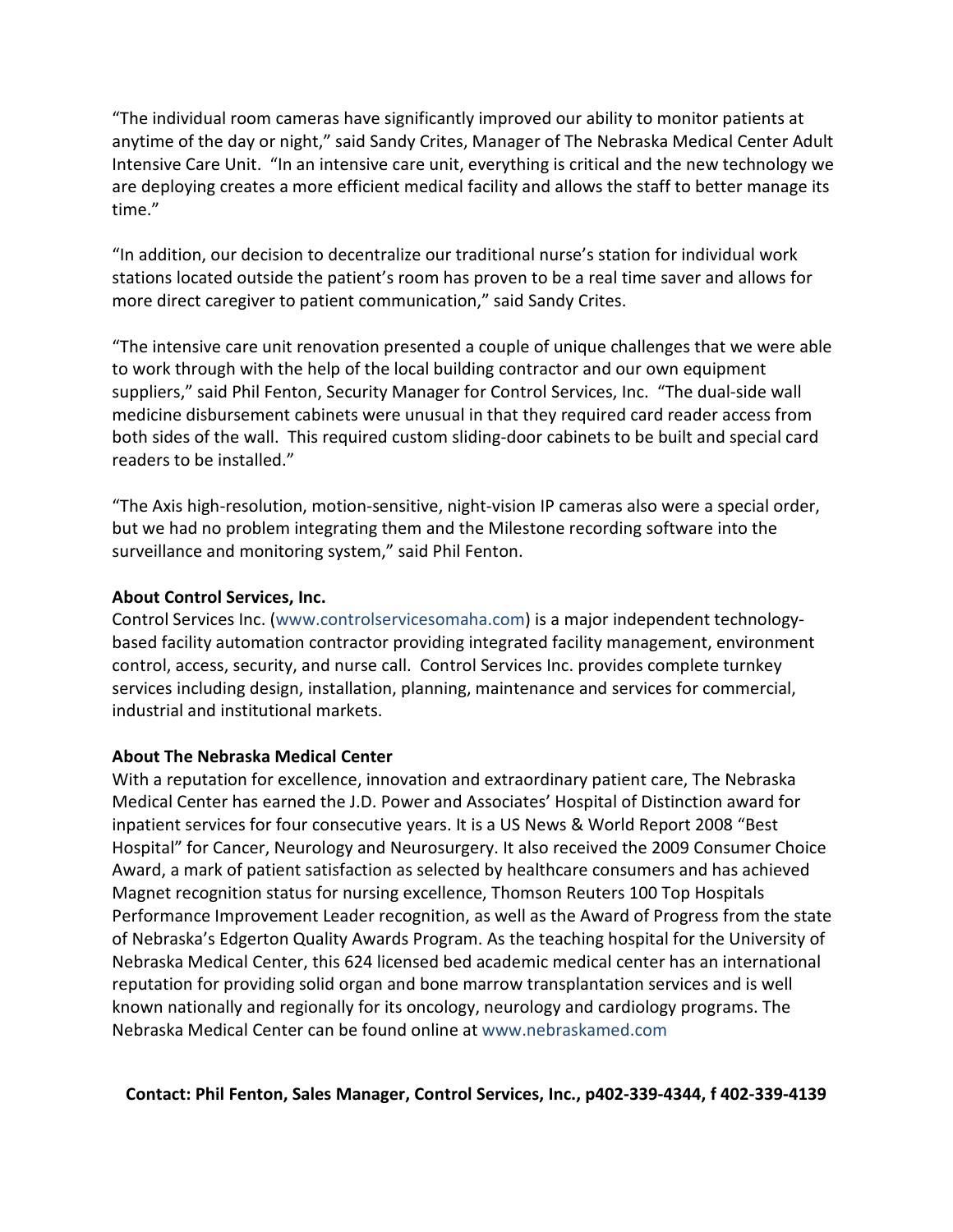"The individual room cameras have significantly improved our ability to monitor patients at anytime of the day or night," said Sandy Crites, Manager of The Nebraska Medical Center Adult Intensive Care Unit. "In an intensive care unit, everything is critical and the new technology we are deploying creates a more efficient medical facility and allows the staff to better manage its time."

"In addition, our decision to decentralize our traditional nurse's station for individual work stations located outside the patient's room has proven to be a real time saver and allows for more direct caregiver to patient communication," said Sandy Crites.

"The intensive care unit renovation presented a couple of unique challenges that we were able to work through with the help of the local building contractor and our own equipment suppliers," said Phil Fenton, Security Manager for Control Services, Inc. "The dual-side wall medicine disbursement cabinets were unusual in that they required card reader access from both sides of the wall. This required custom sliding-door cabinets to be built and special card readers to be installed."

"The Axis high-resolution, motion-sensitive, night-vision IP cameras also were a special order, but we had no problem integrating them and the Milestone recording software into the surveillance and monitoring system," said Phil Fenton.

**About Control Services, Inc.**

Control Services Inc. (www.controlservicesomaha.com) is a major independent technology-based facility automation contractor providing integrated facility management, environment control, access, security, and nurse call. Control Services Inc. provides complete turnkey services including design, installation, planning, maintenance and services for commercial, industrial and institutional markets.

**About The Nebraska Medical Center**

With a reputation for excellence, innovation and extraordinary patient care, The Nebraska Medical Center has earned the J.D. Power and Associates' Hospital of Distinction award for inpatient services for four consecutive years. It is a US News & World Report 2008 "Best Hospital" for Cancer, Neurology and Neurosurgery. It also received the 2009 Consumer Choice Award, a mark of patient satisfaction as selected by healthcare consumers and has achieved Magnet recognition status for nursing excellence, Thomson Reuters 100 Top Hospitals Performance Improvement Leader recognition, as well as the Award of Progress from the state of Nebraska's Edgerton Quality Awards Program. As the teaching hospital for the University of Nebraska Medical Center, this 624 licensed bed academic medical center has an international reputation for providing solid organ and bone marrow transplantation services and is well known nationally and regionally for its oncology, neurology and cardiology programs. The Nebraska Medical Center can be found online at www.nebraskamed.com

**Contact: Phil Fenton, Sales Manager, Control Services, Inc., p402-339-4344, f 402-339-4139**